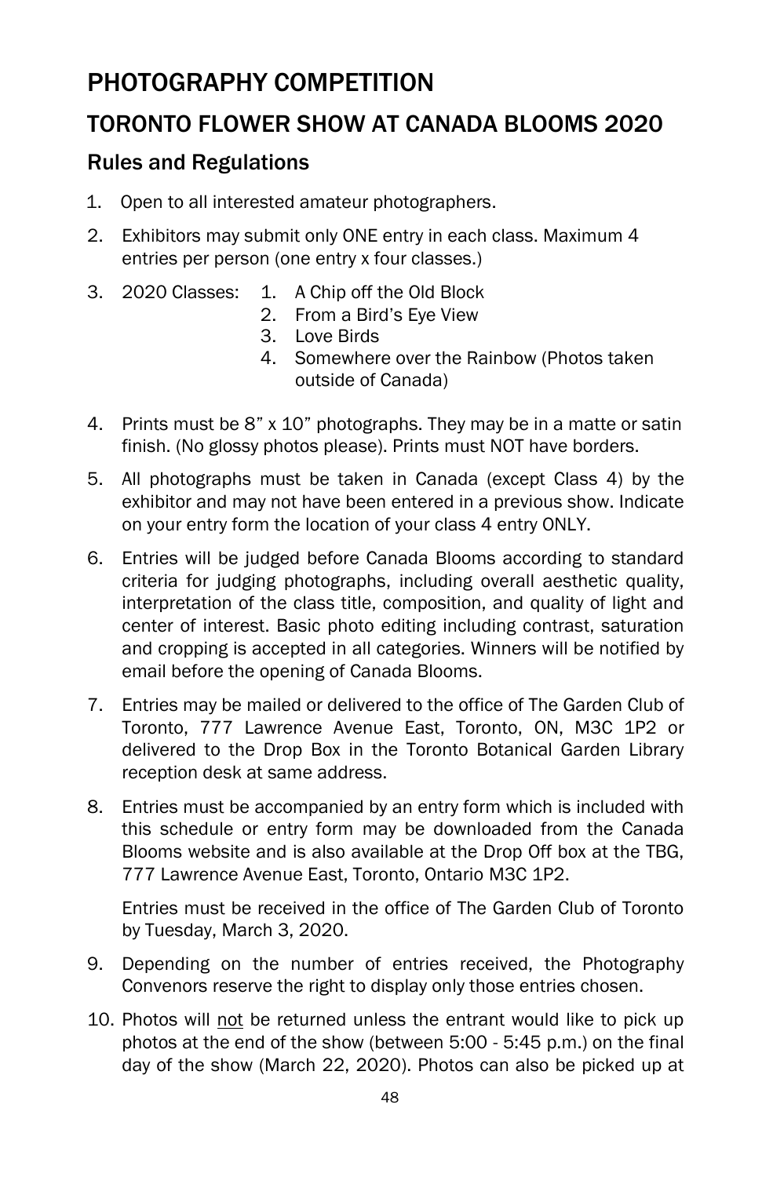# PHOTOGRAPHY COMPETITION

## TORONTO FLOWER SHOW AT CANADA BLOOMS 2020

### Rules and Regulations

1. Open to all interested amateur photographers.
2. Exhibitors may submit only ONE entry in each class. Maximum 4 entries per person (one entry x four classes.)
3. 2020 Classes:
   1. A Chip off the Old Block
   2. From a Bird's Eye View
   3. Love Birds
   4. Somewhere over the Rainbow (Photos taken outside of Canada)
4. Prints must be 8" x 10" photographs. They may be in a matte or satin finish. (No glossy photos please). Prints must NOT have borders.
5. All photographs must be taken in Canada (except Class 4) by the exhibitor and may not have been entered in a previous show. Indicate on your entry form the location of your class 4 entry ONLY.
6. Entries will be judged before Canada Blooms according to standard criteria for judging photographs, including overall aesthetic quality, interpretation of the class title, composition, and quality of light and center of interest. Basic photo editing including contrast, saturation and cropping is accepted in all categories. Winners will be notified by email before the opening of Canada Blooms.
7. Entries may be mailed or delivered to the office of The Garden Club of Toronto, 777 Lawrence Avenue East, Toronto, ON, M3C 1P2 or delivered to the Drop Box in the Toronto Botanical Garden Library reception desk at same address.
8. Entries must be accompanied by an entry form which is included with this schedule or entry form may be downloaded from the Canada Blooms website and is also available at the Drop Off box at the TBG, 777 Lawrence Avenue East, Toronto, Ontario M3C 1P2.

   Entries must be received in the office of The Garden Club of Toronto by Tuesday, March 3, 2020.
9. Depending on the number of entries received, the Photography Convenors reserve the right to display only those entries chosen.
10. Photos will <u>not</u> be returned unless the entrant would like to pick up photos at the end of the show (between 5:00 - 5:45 p.m.) on the final day of the show (March 22, 2020). Photos can also be picked up at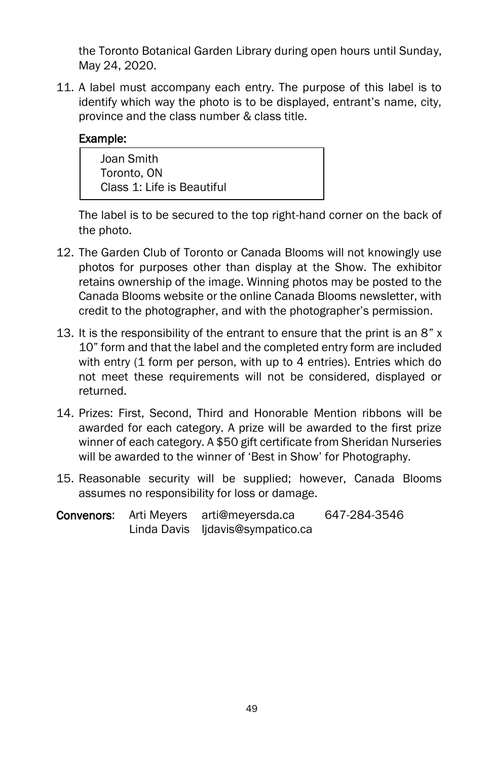the Toronto Botanical Garden Library during open hours until Sunday, May 24, 2020.

11. A label must accompany each entry. The purpose of this label is to identify which way the photo is to be displayed, entrant's name, city, province and the class number & class title.

    **Example:**

    | |
    |---|
    | Joan Smith<br>Toronto, ON<br>Class 1: Life is Beautiful |

    The label is to be secured to the top right-hand corner on the back of the photo.

12. The Garden Club of Toronto or Canada Blooms will not knowingly use photos for purposes other than display at the Show. The exhibitor retains ownership of the image. Winning photos may be posted to the Canada Blooms website or the online Canada Blooms newsletter, with credit to the photographer, and with the photographer's permission.

13. It is the responsibility of the entrant to ensure that the print is an 8" x 10" form and that the label and the completed entry form are included with entry (1 form per person, with up to 4 entries). Entries which do not meet these requirements will not be considered, displayed or returned.

14. Prizes: First, Second, Third and Honorable Mention ribbons will be awarded for each category. A prize will be awarded to the first prize winner of each category. A $50 gift certificate from Sheridan Nurseries will be awarded to the winner of 'Best in Show' for Photography.

15. Reasonable security will be supplied; however, Canada Blooms assumes no responsibility for loss or damage.

**Convenors**: Arti Meyers arti@meyersda.ca 647-284-3546
Linda Davis ljdavis@sympatico.ca